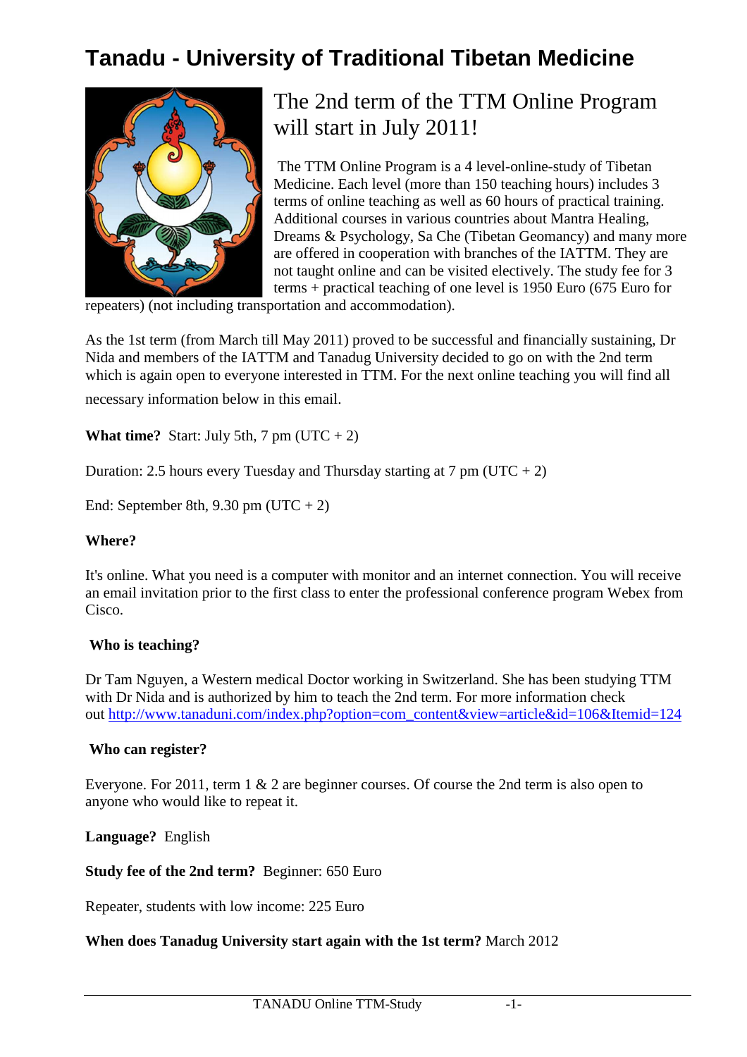# Tanadu - University of Traditional Tibetan Medicine

## The 2nd term of the TTM Online Program will start in July 2011!

The TTM Online Program is a 4 level-online-study of Tibetan Medicine. Each level (more than 150 teaching hours) includes 3 terms of online teaching as well as 60 hours of practical training. Additional courses in various countries about Mantra Healing, Dreams & Psychology, Sa Che (Tibetan Geomancy) and many more are offered in cooperation with branches of the IATTM. They are not taught online and can be visited electively. The study fee for 3 terms + practical teaching of one level is 1950 Euro (675 Euro for repeaters) (not including transportation and accommodation).

As the 1st term (from March till May 2011) proved to be successful and financially sustaining, Dr Nida and members of the IATTM and Tanadug University decided to go on with the 2nd term which is again open to everyone interested in TTM. For the next online teaching you will find all necessary information below in this email.

**What time?** Start: July 5th, 7 pm (UTC + 2)

Duration: 2.5 hours every Tuesday and Thursday starting at 7 pm (UTC + 2)

End: September 8th, 9.30 pm (UTC + 2)

**Where?**

It's online. What you need is a computer with monitor and an internet connection. You will receive an email invitation prior to the first class to enter the professional conference program Webex from Cisco.

**Who is teaching?**

Dr Tam Nguyen, a Western medical Doctor working in Switzerland. She has been studying TTM with Dr Nida and is authorized by him to teach the 2nd term. For more information check out http://www.tanaduni.com/index.php?option=com_content&view=article&id=106&Itemid=124

**Who can register?**

Everyone. For 2011, term 1 & 2 are beginner courses. Of course the 2nd term is also open to anyone who would like to repeat it.

**Language?** English

**Study fee of the 2nd term?** Beginner: 650 Euro

Repeater, students with low income: 225 Euro

**When does Tanadug University start again with the 1st term?** March 2012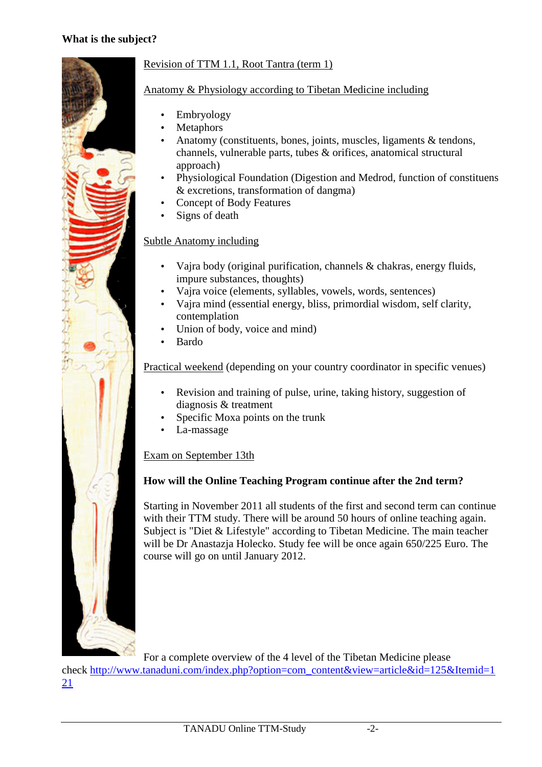**What is the subject?**

Revision of TTM 1.1, Root Tantra (term 1)

Anatomy & Physiology according to Tibetan Medicine including

- Embryology
- Metaphors
- Anatomy (constituents, bones, joints, muscles, ligaments & tendons, channels, vulnerable parts, tubes & orifices, anatomical structural approach)
- Physiological Foundation (Digestion and Medrod, function of constituens & excretions, transformation of dangma)
- Concept of Body Features
- Signs of death

Subtle Anatomy including

- Vajra body (original purification, channels & chakras, energy fluids, impure substances, thoughts)
- Vajra voice (elements, syllables, vowels, words, sentences)
- Vajra mind (essential energy, bliss, primordial wisdom, self clarity, contemplation
- Union of body, voice and mind)
- Bardo

Practical weekend (depending on your country coordinator in specific venues)

- Revision and training of pulse, urine, taking history, suggestion of diagnosis & treatment
- Specific Moxa points on the trunk
- La-massage

Exam on September 13th

**How will the Online Teaching Program continue after the 2nd term?**

Starting in November 2011 all students of the first and second term can continue with their TTM study. There will be around 50 hours of online teaching again. Subject is "Diet & Lifestyle" according to Tibetan Medicine. The main teacher will be Dr Anastazja Holecko. Study fee will be once again 650/225 Euro. The course will go on until January 2012.

For a complete overview of the 4 level of the Tibetan Medicine please check http://www.tanaduni.com/index.php?option=com_content&view=article&id=125&Itemid=121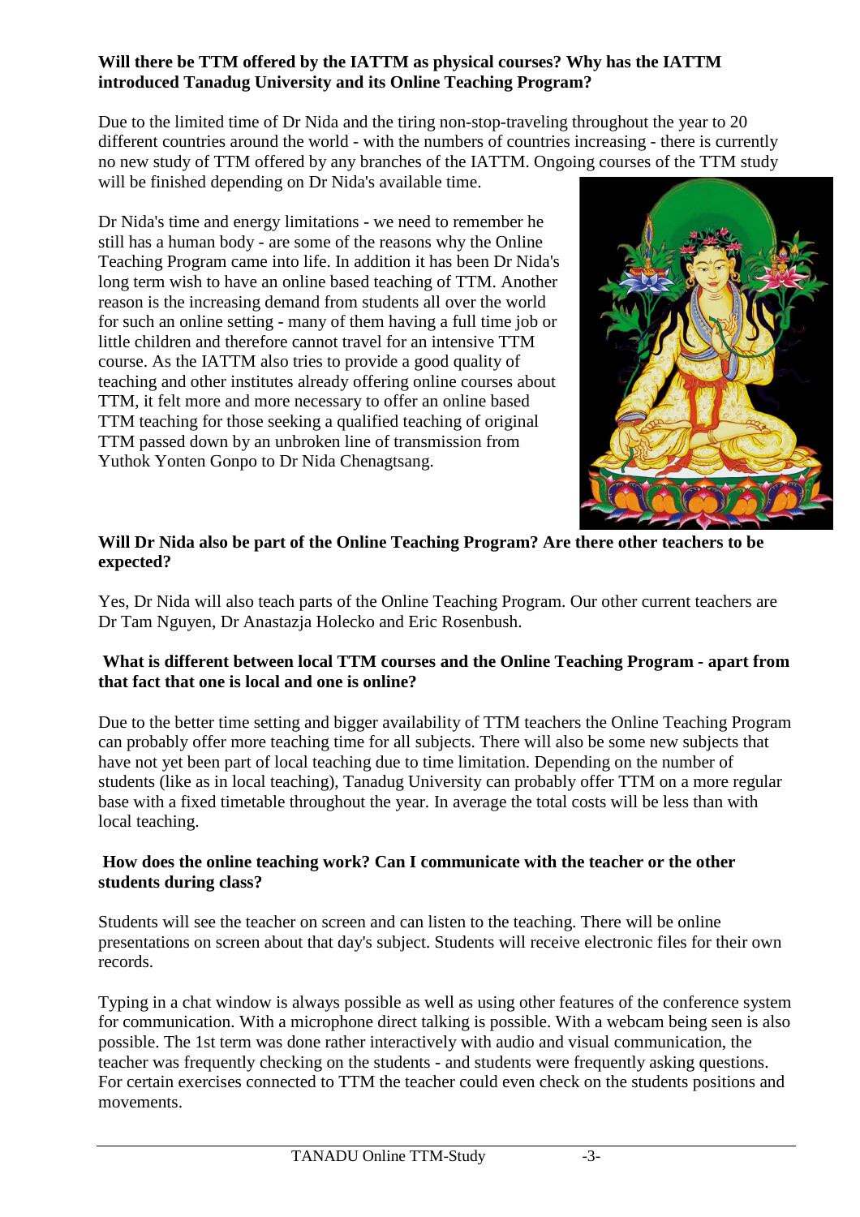**Will there be TTM offered by the IATTM as physical courses? Why has the IATTM introduced Tanadug University and its Online Teaching Program?**

Due to the limited time of Dr Nida and the tiring non-stop-traveling throughout the year to 20 different countries around the world - with the numbers of countries increasing - there is currently no new study of TTM offered by any branches of the IATTM. Ongoing courses of the TTM study will be finished depending on Dr Nida's available time.

Dr Nida's time and energy limitations - we need to remember he still has a human body - are some of the reasons why the Online Teaching Program came into life. In addition it has been Dr Nida's long term wish to have an online based teaching of TTM. Another reason is the increasing demand from students all over the world for such an online setting - many of them having a full time job or little children and therefore cannot travel for an intensive TTM course. As the IATTM also tries to provide a good quality of teaching and other institutes already offering online courses about TTM, it felt more and more necessary to offer an online based TTM teaching for those seeking a qualified teaching of original TTM passed down by an unbroken line of transmission from Yuthok Yonten Gonpo to Dr Nida Chenagtsang.

**Will Dr Nida also be part of the Online Teaching Program? Are there other teachers to be expected?**

Yes, Dr Nida will also teach parts of the Online Teaching Program. Our other current teachers are Dr Tam Nguyen, Dr Anastazja Holecko and Eric Rosenbush.

**What is different between local TTM courses and the Online Teaching Program - apart from that fact that one is local and one is online?**

Due to the better time setting and bigger availability of TTM teachers the Online Teaching Program can probably offer more teaching time for all subjects. There will also be some new subjects that have not yet been part of local teaching due to time limitation. Depending on the number of students (like as in local teaching), Tanadug University can probably offer TTM on a more regular base with a fixed timetable throughout the year. In average the total costs will be less than with local teaching.

**How does the online teaching work? Can I communicate with the teacher or the other students during class?**

Students will see the teacher on screen and can listen to the teaching. There will be online presentations on screen about that day's subject. Students will receive electronic files for their own records.

Typing in a chat window is always possible as well as using other features of the conference system for communication. With a microphone direct talking is possible. With a webcam being seen is also possible. The 1st term was done rather interactively with audio and visual communication, the teacher was frequently checking on the students - and students were frequently asking questions. For certain exercises connected to TTM the teacher could even check on the students positions and movements.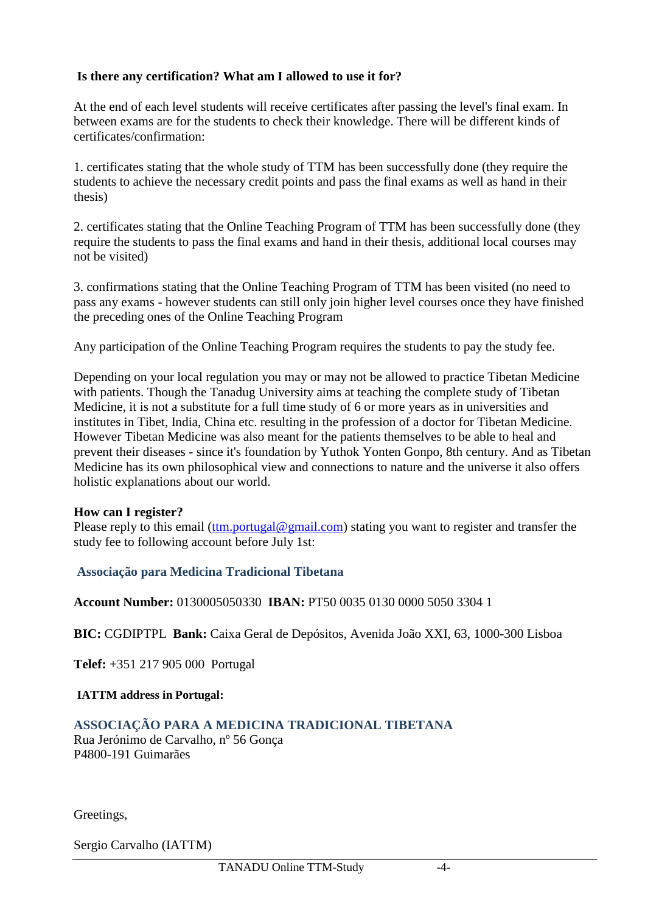### Is there any certification? What am I allowed to use it for?

At the end of each level students will receive certificates after passing the level's final exam. In between exams are for the students to check their knowledge. There will be different kinds of certificates/confirmation:

1. certificates stating that the whole study of TTM has been successfully done (they require the students to achieve the necessary credit points and pass the final exams as well as hand in their thesis)

2. certificates stating that the Online Teaching Program of TTM has been successfully done (they require the students to pass the final exams and hand in their thesis, additional local courses may not be visited)

3. confirmations stating that the Online Teaching Program of TTM has been visited (no need to pass any exams - however students can still only join higher level courses once they have finished the preceding ones of the Online Teaching Program

Any participation of the Online Teaching Program requires the students to pay the study fee.

Depending on your local regulation you may or may not be allowed to practice Tibetan Medicine with patients. Though the Tanadug University aims at teaching the complete study of Tibetan Medicine, it is not a substitute for a full time study of 6 or more years as in universities and institutes in Tibet, India, China etc. resulting in the profession of a doctor for Tibetan Medicine. However Tibetan Medicine was also meant for the patients themselves to be able to heal and prevent their diseases - since it's foundation by Yuthok Yonten Gonpo, 8th century. And as Tibetan Medicine has its own philosophical view and connections to nature and the universe it also offers holistic explanations about our world.

**How can I register?**
Please reply to this email (ttm.portugal@gmail.com) stating you want to register and transfer the study fee to following account before July 1st:

**Associação para Medicina Tradicional Tibetana**

**Account Number:** 0130005050330 **IBAN:** PT50 0035 0130 0000 5050 3304 1

**BIC:** CGDIPTPL **Bank:** Caixa Geral de Depósitos, Avenida João XXI, 63, 1000-300 Lisboa

**Telef:** +351 217 905 000 Portugal

**IATTM address in Portugal:**

**ASSOCIAÇÃO PARA A MEDICINA TRADICIONAL TIBETANA**
Rua Jerónimo de Carvalho, nº 56 Gonça
P4800-191 Guimarães

Greetings,

Sergio Carvalho (IATTM)